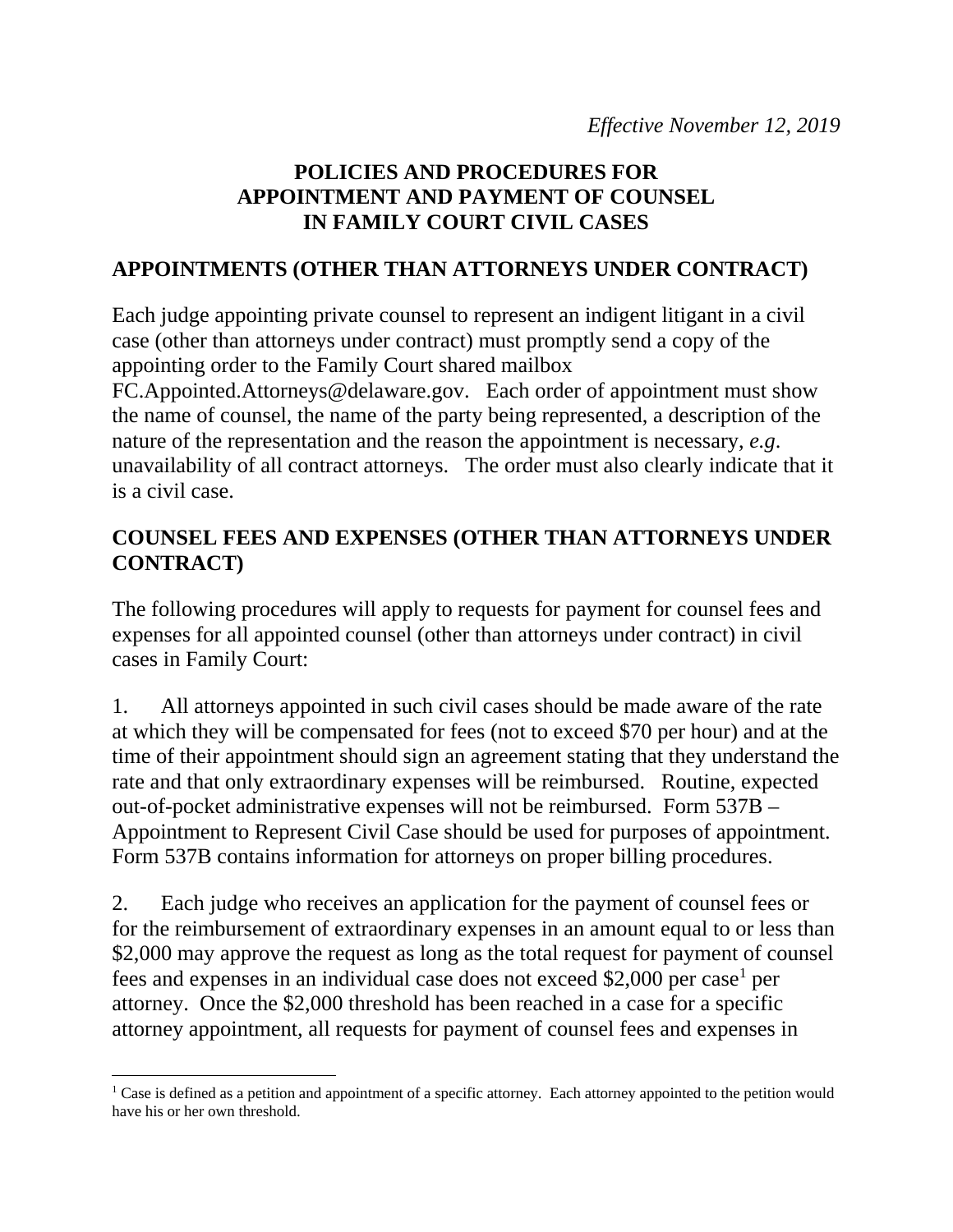*Effective November 12, 2019*

# POLICIES AND PROCEDURES FOR APPOINTMENT AND PAYMENT OF COUNSEL IN FAMILY COURT CIVIL CASES

## APPOINTMENTS (OTHER THAN ATTORNEYS UNDER CONTRACT)

Each judge appointing private counsel to represent an indigent litigant in a civil case (other than attorneys under contract) must promptly send a copy of the appointing order to the Family Court shared mailbox FC.Appointed.Attorneys@delaware.gov. Each order of appointment must show the name of counsel, the name of the party being represented, a description of the nature of the representation and the reason the appointment is necessary, *e.g*. unavailability of all contract attorneys. The order must also clearly indicate that it is a civil case.

## COUNSEL FEES AND EXPENSES (OTHER THAN ATTORNEYS UNDER CONTRACT)

The following procedures will apply to requests for payment for counsel fees and expenses for all appointed counsel (other than attorneys under contract) in civil cases in Family Court:

1. All attorneys appointed in such civil cases should be made aware of the rate at which they will be compensated for fees (not to exceed $70 per hour) and at the time of their appointment should sign an agreement stating that they understand the rate and that only extraordinary expenses will be reimbursed. Routine, expected out-of-pocket administrative expenses will not be reimbursed. Form 537B – Appointment to Represent Civil Case should be used for purposes of appointment. Form 537B contains information for attorneys on proper billing procedures.

2. Each judge who receives an application for the payment of counsel fees or for the reimbursement of extraordinary expenses in an amount equal to or less than $2,000 may approve the request as long as the total request for payment of counsel fees and expenses in an individual case does not exceed $2,000 per case[1] per attorney. Once the $2,000 threshold has been reached in a case for a specific attorney appointment, all requests for payment of counsel fees and expenses in

[1] Case is defined as a petition and appointment of a specific attorney. Each attorney appointed to the petition would have his or her own threshold.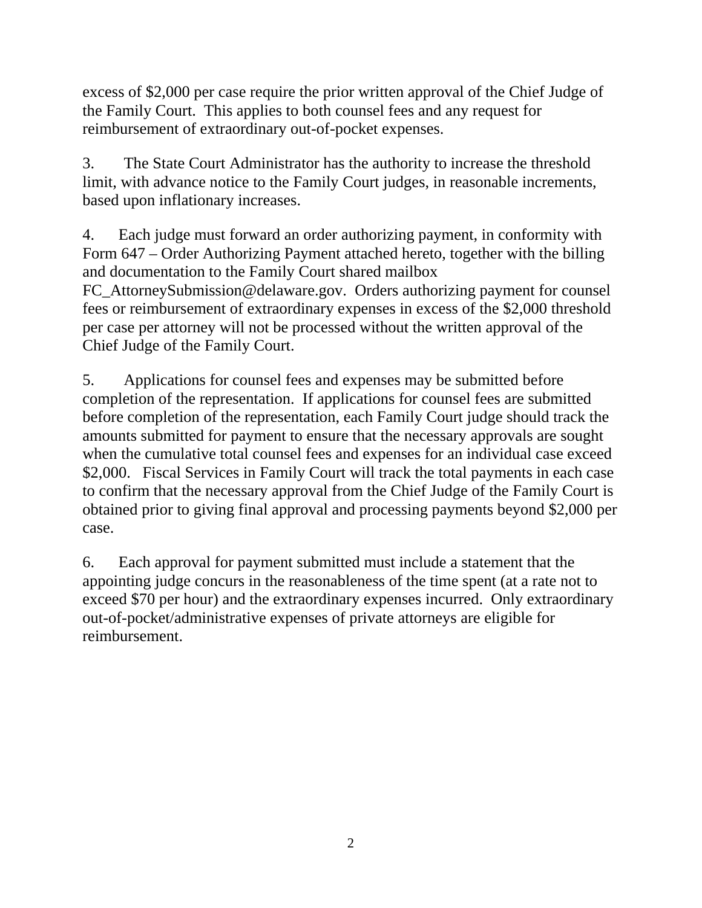excess of $2,000 per case require the prior written approval of the Chief Judge of the Family Court. This applies to both counsel fees and any request for reimbursement of extraordinary out-of-pocket expenses.

3. The State Court Administrator has the authority to increase the threshold limit, with advance notice to the Family Court judges, in reasonable increments, based upon inflationary increases.

4. Each judge must forward an order authorizing payment, in conformity with Form 647 – Order Authorizing Payment attached hereto, together with the billing and documentation to the Family Court shared mailbox FC_AttorneySubmission@delaware.gov. Orders authorizing payment for counsel fees or reimbursement of extraordinary expenses in excess of the $2,000 threshold per case per attorney will not be processed without the written approval of the Chief Judge of the Family Court.

5. Applications for counsel fees and expenses may be submitted before completion of the representation. If applications for counsel fees are submitted before completion of the representation, each Family Court judge should track the amounts submitted for payment to ensure that the necessary approvals are sought when the cumulative total counsel fees and expenses for an individual case exceed $2,000. Fiscal Services in Family Court will track the total payments in each case to confirm that the necessary approval from the Chief Judge of the Family Court is obtained prior to giving final approval and processing payments beyond $2,000 per case.

6. Each approval for payment submitted must include a statement that the appointing judge concurs in the reasonableness of the time spent (at a rate not to exceed $70 per hour) and the extraordinary expenses incurred. Only extraordinary out-of-pocket/administrative expenses of private attorneys are eligible for reimbursement.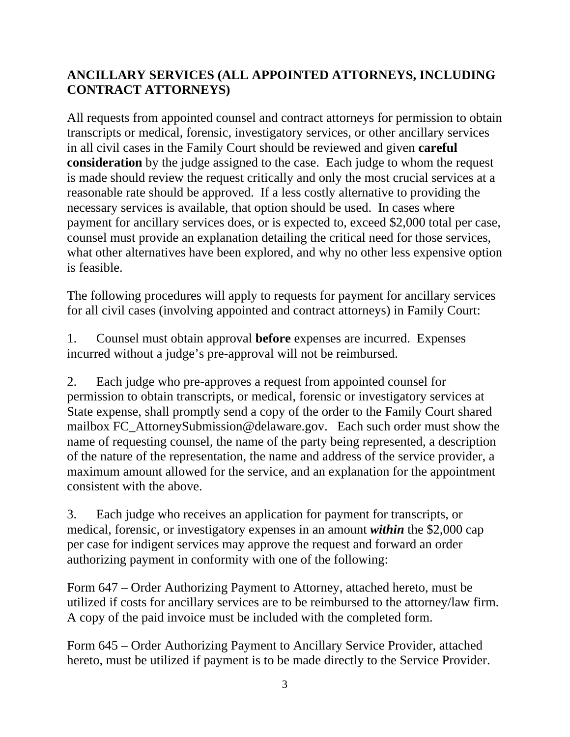## ANCILLARY SERVICES (ALL APPOINTED ATTORNEYS, INCLUDING CONTRACT ATTORNEYS)

All requests from appointed counsel and contract attorneys for permission to obtain transcripts or medical, forensic, investigatory services, or other ancillary services in all civil cases in the Family Court should be reviewed and given **careful consideration** by the judge assigned to the case. Each judge to whom the request is made should review the request critically and only the most crucial services at a reasonable rate should be approved. If a less costly alternative to providing the necessary services is available, that option should be used. In cases where payment for ancillary services does, or is expected to, exceed $2,000 total per case, counsel must provide an explanation detailing the critical need for those services, what other alternatives have been explored, and why no other less expensive option is feasible.

The following procedures will apply to requests for payment for ancillary services for all civil cases (involving appointed and contract attorneys) in Family Court:

1. Counsel must obtain approval **before** expenses are incurred. Expenses incurred without a judge's pre-approval will not be reimbursed.

2. Each judge who pre-approves a request from appointed counsel for permission to obtain transcripts, or medical, forensic or investigatory services at State expense, shall promptly send a copy of the order to the Family Court shared mailbox FC_AttorneySubmission@delaware.gov. Each such order must show the name of requesting counsel, the name of the party being represented, a description of the nature of the representation, the name and address of the service provider, a maximum amount allowed for the service, and an explanation for the appointment consistent with the above.

3. Each judge who receives an application for payment for transcripts, or medical, forensic, or investigatory expenses in an amount ***within*** the $2,000 cap per case for indigent services may approve the request and forward an order authorizing payment in conformity with one of the following:

Form 647 – Order Authorizing Payment to Attorney, attached hereto, must be utilized if costs for ancillary services are to be reimbursed to the attorney/law firm. A copy of the paid invoice must be included with the completed form.

Form 645 – Order Authorizing Payment to Ancillary Service Provider, attached hereto, must be utilized if payment is to be made directly to the Service Provider.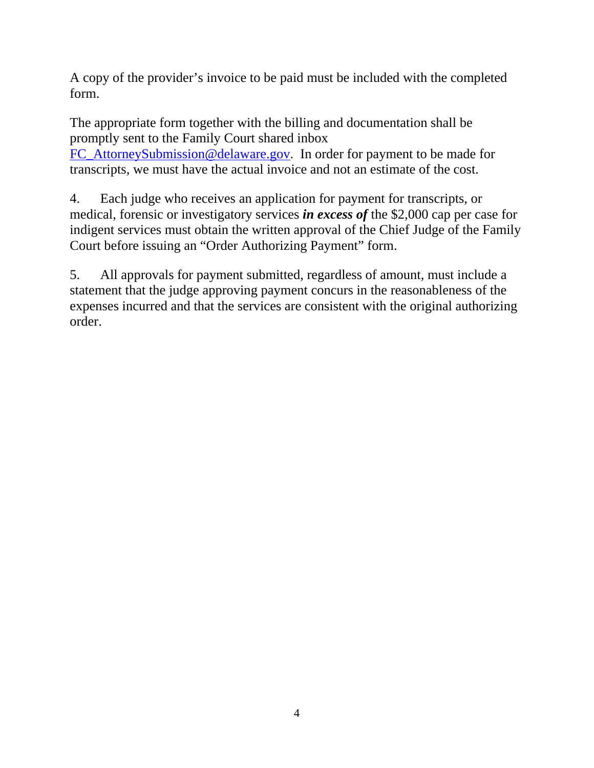A copy of the provider's invoice to be paid must be included with the completed form.

The appropriate form together with the billing and documentation shall be promptly sent to the Family Court shared inbox [FC_AttorneySubmission@delaware.gov](mailto:FC_AttorneySubmission@delaware.gov). In order for payment to be made for transcripts, we must have the actual invoice and not an estimate of the cost.

4. Each judge who receives an application for payment for transcripts, or medical, forensic or investigatory services ***in excess of*** the $2,000 cap per case for indigent services must obtain the written approval of the Chief Judge of the Family Court before issuing an "Order Authorizing Payment" form.

5. All approvals for payment submitted, regardless of amount, must include a statement that the judge approving payment concurs in the reasonableness of the expenses incurred and that the services are consistent with the original authorizing order.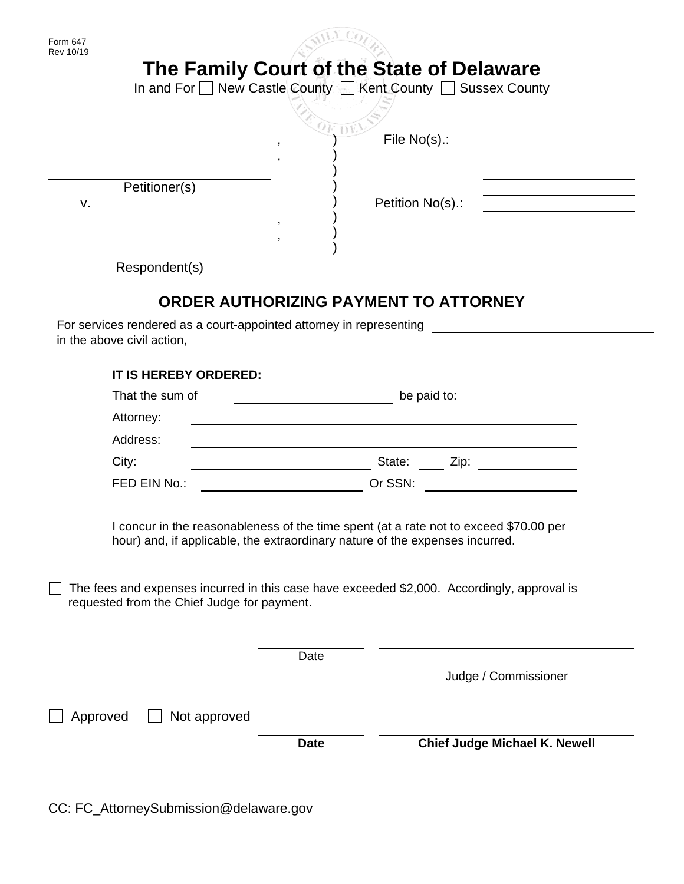Form 647
Rev 10/19

# The Family Court of the State of Delaware

In and For ☐ New Castle County ☐ Kent County ☐ Sussex County

| | | |
|---|---|---|
| ______________________, | ) | File No(s).: ______________ |
| ______________________, | ) | ______________ |
| ______________________ | ) | ______________ |
| Petitioner(s) | ) | ______________ |
| v. | ) | Petition No(s).: ______________ |
| ______________________, | ) | ______________ |
| ______________________, | ) | ______________ |
| ______________________ | ) | ______________ |
| Respondent(s) | | |

## ORDER AUTHORIZING PAYMENT TO ATTORNEY

For services rendered as a court-appointed attorney in representing ______________________ in the above civil action,

**IT IS HEREBY ORDERED:**

That the sum of ______________ be paid to:

Attorney: ______________________________

Address: ______________________________

City: ______________ State: ____ Zip: ______________

FED EIN No.: ______________ Or SSN: ______________

I concur in the reasonableness of the time spent (at a rate not to exceed $70.00 per hour) and, if applicable, the extraordinary nature of the expenses incurred.

☐ The fees and expenses incurred in this case have exceeded $2,000. Accordingly, approval is requested from the Chief Judge for payment.

______________ ______________________________
Date

Judge / Commissioner

☐ Approved ☐ Not approved

______________ ______________________________
**Date** **Chief Judge Michael K. Newell**

CC: FC_AttorneySubmission@delaware.gov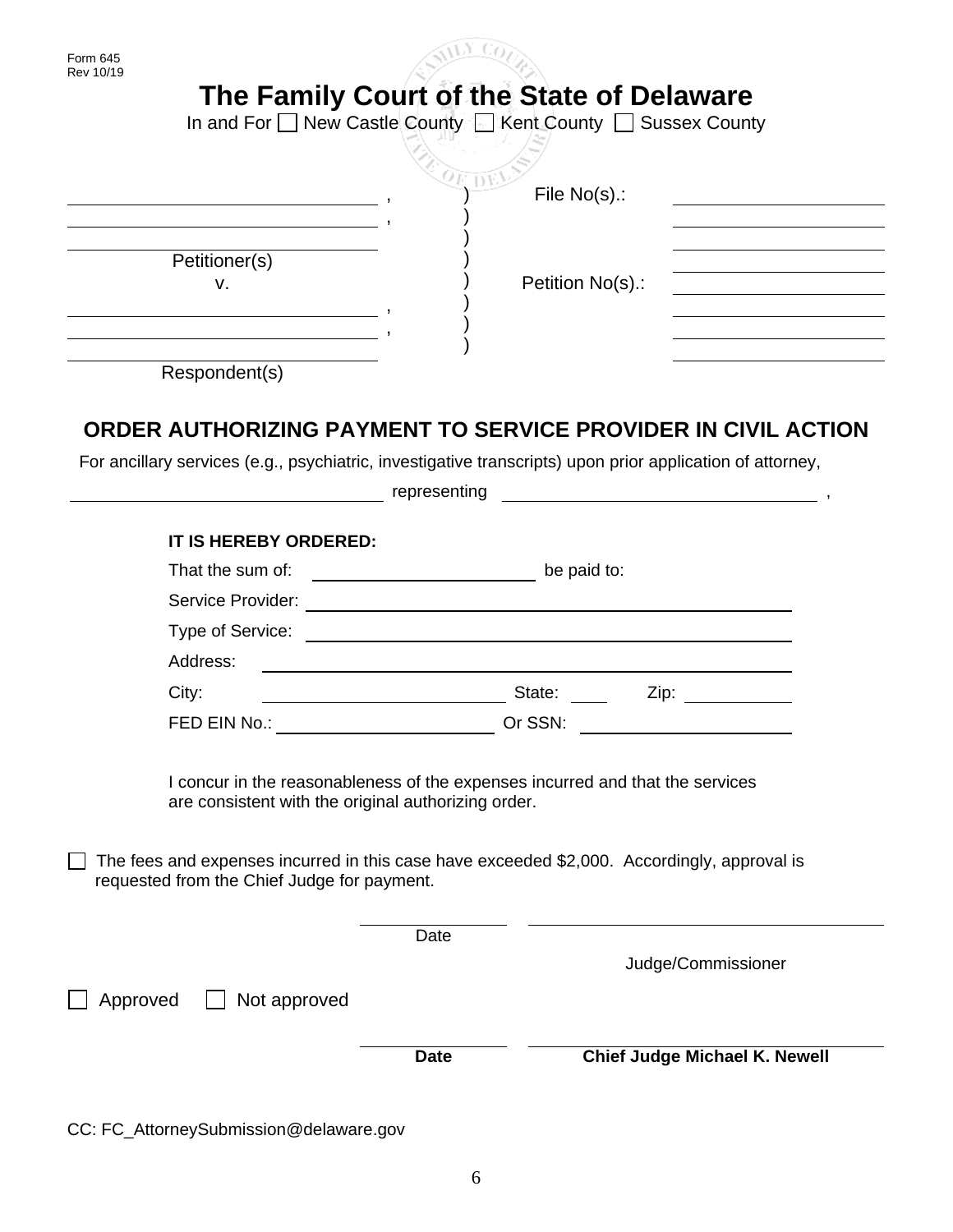Form 645
Rev 10/19

# The Family Court of the State of Delaware

In and For ☐ New Castle County ☐ Kent County ☐ Sussex County

| | | |
|---|---|---|
| ______________________, | ) | File No(s).: ______________ |
| ______________________, | ) | ______________ |
| ______________________ | ) | ______________ |
| Petitioner(s) | ) | ______________ |
| v. | ) | Petition No(s).: ______________ |
| ______________________, | ) | ______________ |
| ______________________, | ) | ______________ |
| ______________________ | ) | ______________ |
| Respondent(s) | | |

## ORDER AUTHORIZING PAYMENT TO SERVICE PROVIDER IN CIVIL ACTION

For ancillary services (e.g., psychiatric, investigative transcripts) upon prior application of attorney,

______________________ representing ______________________ ,

**IT IS HEREBY ORDERED:**

That the sum of: ______________ be paid to:

Service Provider: ______________________

Type of Service: ______________________

Address: ______________________

City: ______________ State: ____ Zip: ________

FED EIN No.: ______________ Or SSN: ______________

I concur in the reasonableness of the expenses incurred and that the services are consistent with the original authorizing order.

☐ The fees and expenses incurred in this case have exceeded $2,000. Accordingly, approval is requested from the Chief Judge for payment.

______________ ______________________
Date Judge/Commissioner

☐ Approved ☐ Not approved

______________ ______________________
**Date** **Chief Judge Michael K. Newell**

CC: FC_AttorneySubmission@delaware.gov